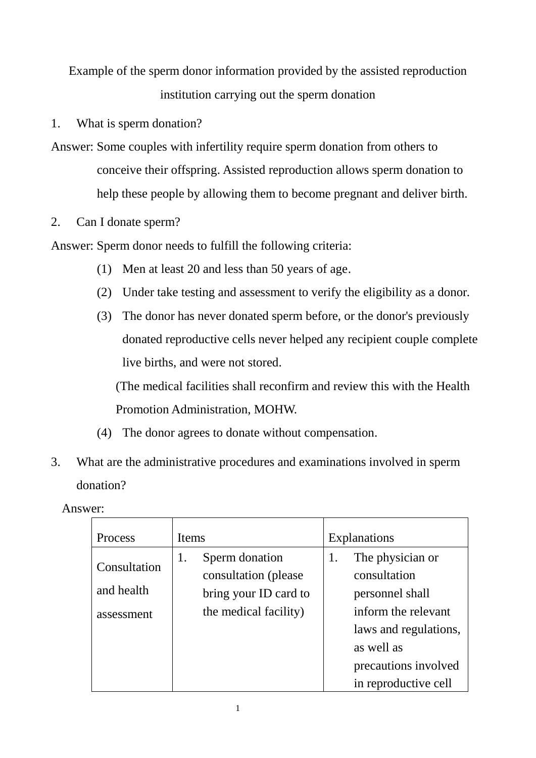# Example of the sperm donor information provided by the assisted reproduction institution carrying out the sperm donation

1. What is sperm donation?

Answer: Some couples with infertility require sperm donation from others to conceive their offspring. Assisted reproduction allows sperm donation to help these people by allowing them to become pregnant and deliver birth.

2. Can I donate sperm?

Answer: Sperm donor needs to fulfill the following criteria:

(1) Men at least 20 and less than 50 years of age.

(2) Under take testing and assessment to verify the eligibility as a donor.

(3) The donor has never donated sperm before, or the donor's previously donated reproductive cells never helped any recipient couple complete live births, and were not stored.

(The medical facilities shall reconfirm and review this with the Health Promotion Administration, MOHW.

(4) The donor agrees to donate without compensation.

3. What are the administrative procedures and examinations involved in sperm donation?

Answer:

| Process | Items | Explanations |
|---|---|---|
| Consultation and health assessment | 1. Sperm donation consultation (please bring your ID card to the medical facility) | 1. The physician or consultation personnel shall inform the relevant laws and regulations, as well as precautions involved in reproductive cell |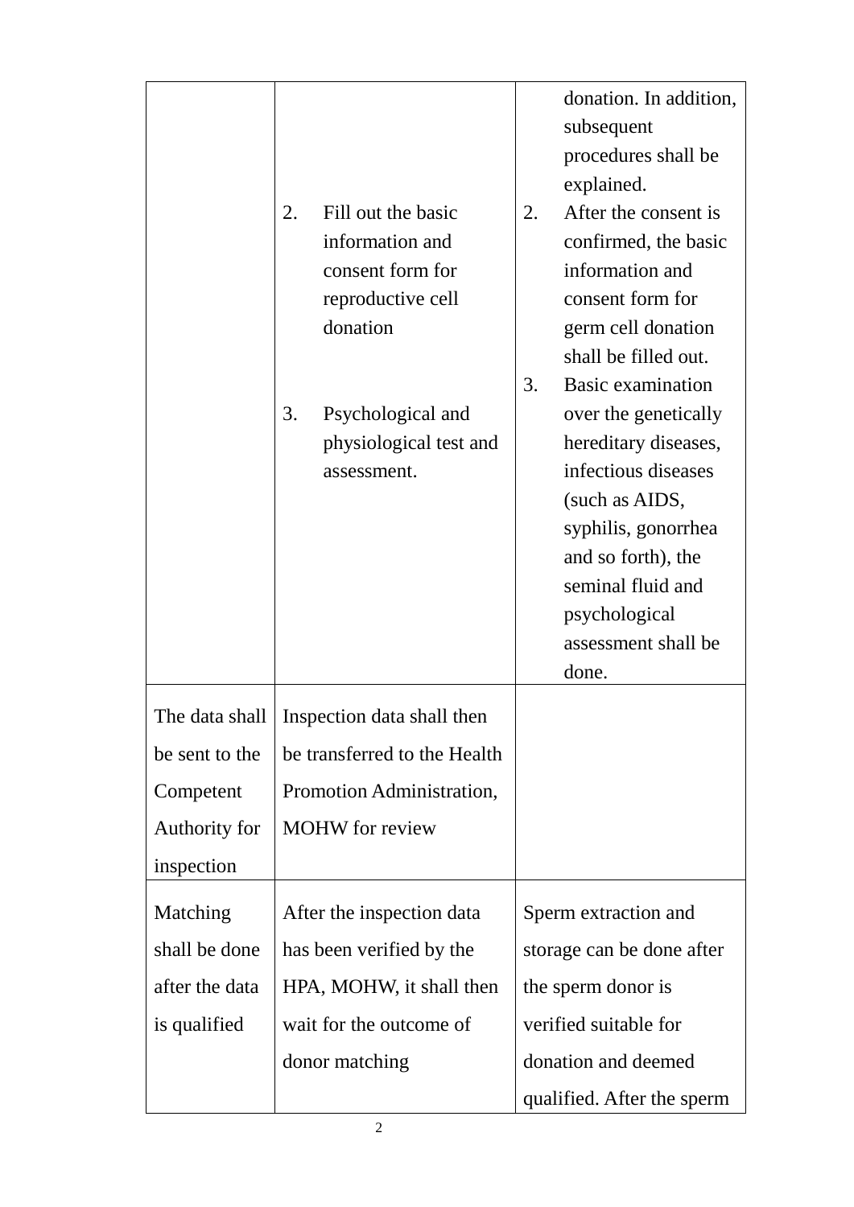| | | |
|---|---|---|
| | 2. Fill out the basic information and consent form for reproductive cell donation<br><br>3. Psychological and physiological test and assessment. | donation. In addition, subsequent procedures shall be explained.<br>2. After the consent is confirmed, the basic information and consent form for germ cell donation shall be filled out.<br>3. Basic examination over the genetically hereditary diseases, infectious diseases (such as AIDS, syphilis, gonorrhea and so forth), the seminal fluid and psychological assessment shall be done. |
| The data shall be sent to the Competent Authority for inspection | Inspection data shall then be transferred to the Health Promotion Administration, MOHW for review | |
| Matching shall be done after the data is qualified | After the inspection data has been verified by the HPA, MOHW, it shall then wait for the outcome of donor matching | Sperm extraction and storage can be done after the sperm donor is verified suitable for donation and deemed qualified. After the sperm |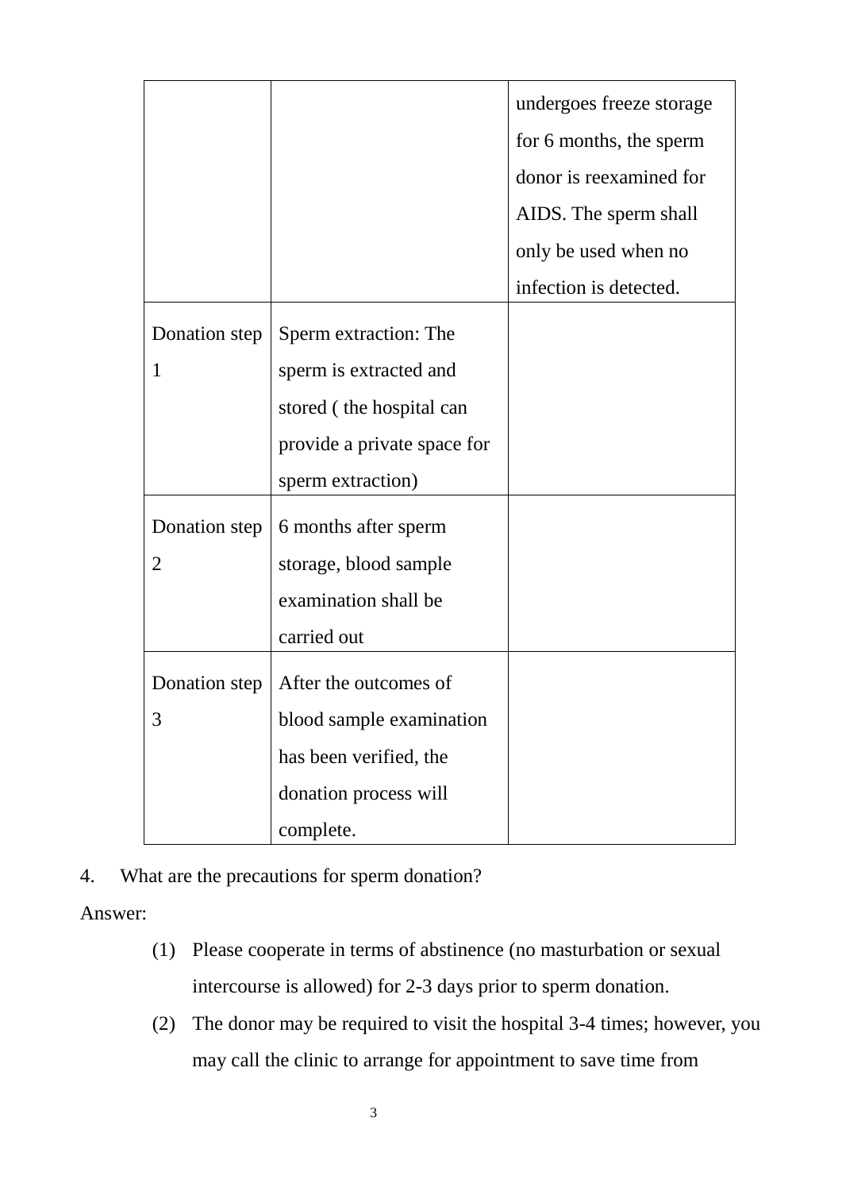| | | |
|---|---|---|
| | | undergoes freeze storage for 6 months, the sperm donor is reexamined for AIDS. The sperm shall only be used when no infection is detected. |
| Donation step 1 | Sperm extraction: The sperm is extracted and stored ( the hospital can provide a private space for sperm extraction) | |
| Donation step 2 | 6 months after sperm storage, blood sample examination shall be carried out | |
| Donation step 3 | After the outcomes of blood sample examination has been verified, the donation process will complete. | |

4. What are the precautions for sperm donation?

Answer:

(1) Please cooperate in terms of abstinence (no masturbation or sexual intercourse is allowed) for 2-3 days prior to sperm donation.

(2) The donor may be required to visit the hospital 3-4 times; however, you may call the clinic to arrange for appointment to save time from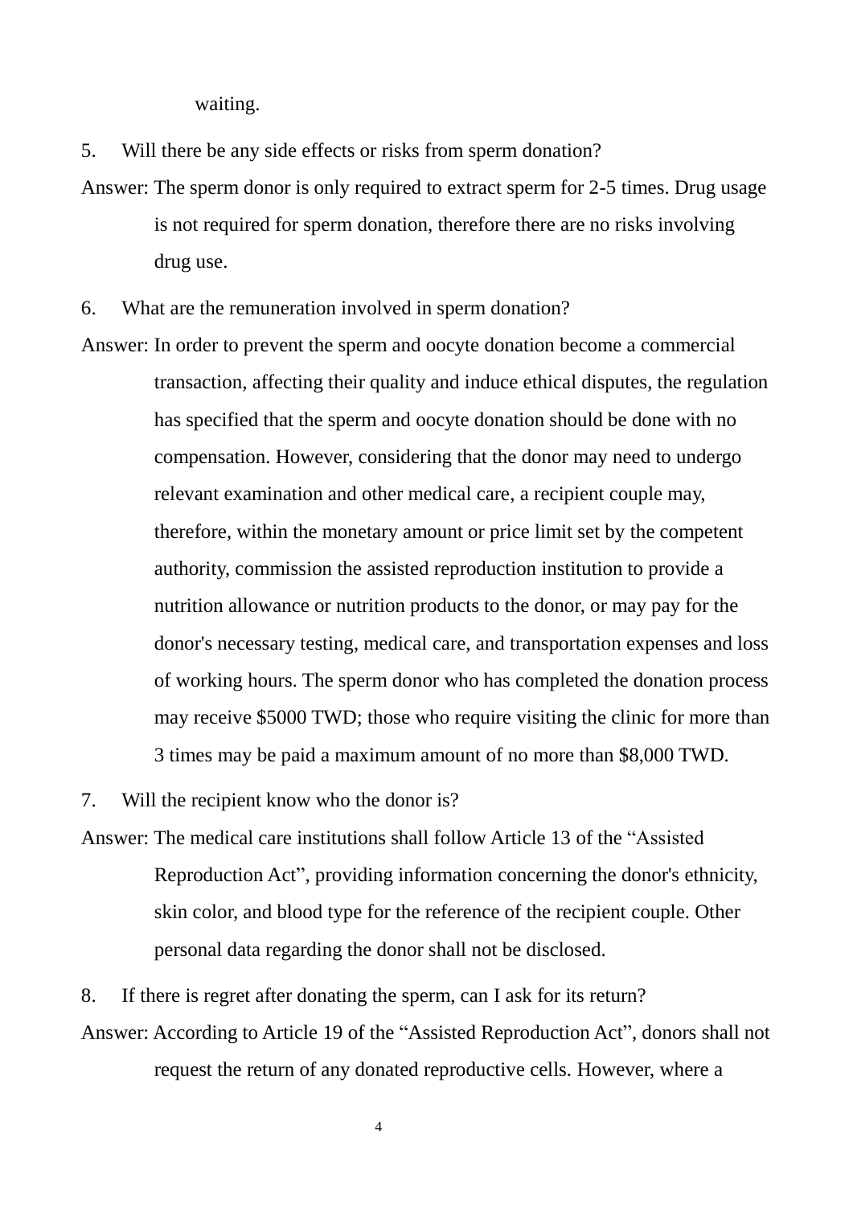waiting.

5. Will there be any side effects or risks from sperm donation?

Answer: The sperm donor is only required to extract sperm for 2-5 times. Drug usage is not required for sperm donation, therefore there are no risks involving drug use.

6. What are the remuneration involved in sperm donation?

Answer: In order to prevent the sperm and oocyte donation become a commercial transaction, affecting their quality and induce ethical disputes, the regulation has specified that the sperm and oocyte donation should be done with no compensation. However, considering that the donor may need to undergo relevant examination and other medical care, a recipient couple may, therefore, within the monetary amount or price limit set by the competent authority, commission the assisted reproduction institution to provide a nutrition allowance or nutrition products to the donor, or may pay for the donor's necessary testing, medical care, and transportation expenses and loss of working hours. The sperm donor who has completed the donation process may receive $5000 TWD; those who require visiting the clinic for more than 3 times may be paid a maximum amount of no more than $8,000 TWD.

7. Will the recipient know who the donor is?

Answer: The medical care institutions shall follow Article 13 of the "Assisted Reproduction Act", providing information concerning the donor's ethnicity, skin color, and blood type for the reference of the recipient couple. Other personal data regarding the donor shall not be disclosed.

8. If there is regret after donating the sperm, can I ask for its return?

Answer: According to Article 19 of the "Assisted Reproduction Act", donors shall not request the return of any donated reproductive cells. However, where a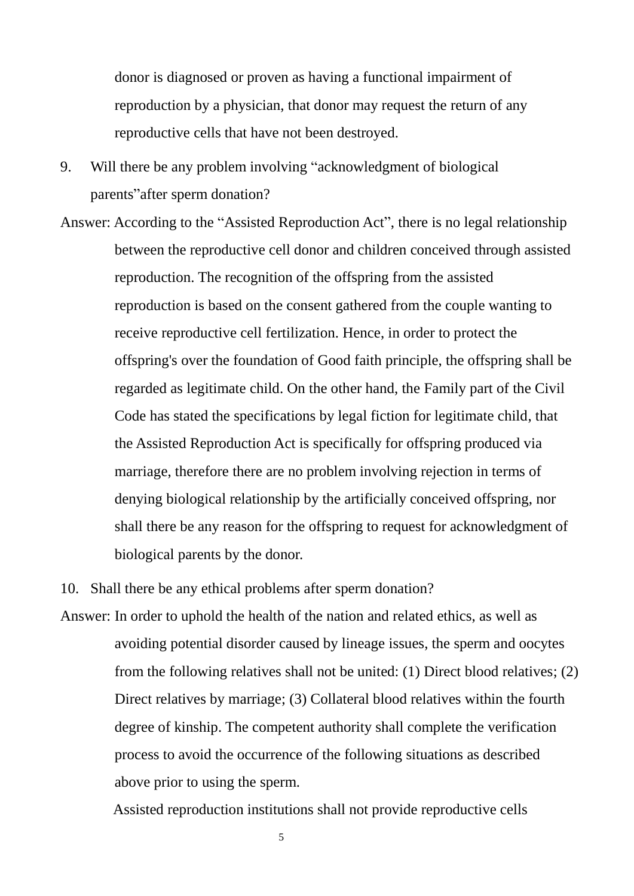donor is diagnosed or proven as having a functional impairment of reproduction by a physician, that donor may request the return of any reproductive cells that have not been destroyed.

9. Will there be any problem involving "acknowledgment of biological parents"after sperm donation?

Answer: According to the "Assisted Reproduction Act", there is no legal relationship between the reproductive cell donor and children conceived through assisted reproduction. The recognition of the offspring from the assisted reproduction is based on the consent gathered from the couple wanting to receive reproductive cell fertilization. Hence, in order to protect the offspring's over the foundation of Good faith principle, the offspring shall be regarded as legitimate child. On the other hand, the Family part of the Civil Code has stated the specifications by legal fiction for legitimate child, that the Assisted Reproduction Act is specifically for offspring produced via marriage, therefore there are no problem involving rejection in terms of denying biological relationship by the artificially conceived offspring, nor shall there be any reason for the offspring to request for acknowledgment of biological parents by the donor.

10. Shall there be any ethical problems after sperm donation?

Answer: In order to uphold the health of the nation and related ethics, as well as avoiding potential disorder caused by lineage issues, the sperm and oocytes from the following relatives shall not be united: (1) Direct blood relatives; (2) Direct relatives by marriage; (3) Collateral blood relatives within the fourth degree of kinship. The competent authority shall complete the verification process to avoid the occurrence of the following situations as described above prior to using the sperm.

Assisted reproduction institutions shall not provide reproductive cells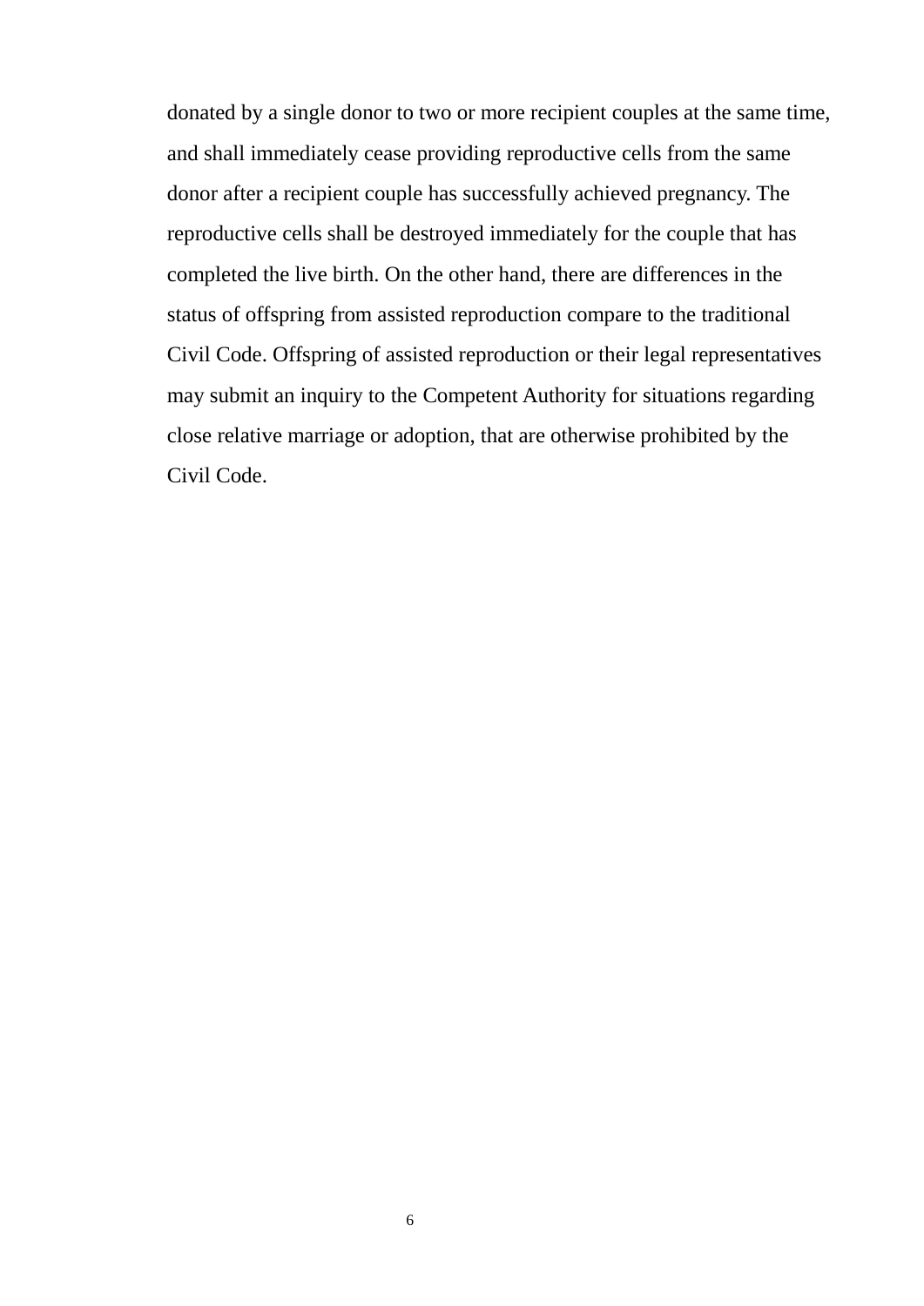donated by a single donor to two or more recipient couples at the same time, and shall immediately cease providing reproductive cells from the same donor after a recipient couple has successfully achieved pregnancy. The reproductive cells shall be destroyed immediately for the couple that has completed the live birth. On the other hand, there are differences in the status of offspring from assisted reproduction compare to the traditional Civil Code. Offspring of assisted reproduction or their legal representatives may submit an inquiry to the Competent Authority for situations regarding close relative marriage or adoption, that are otherwise prohibited by the Civil Code.